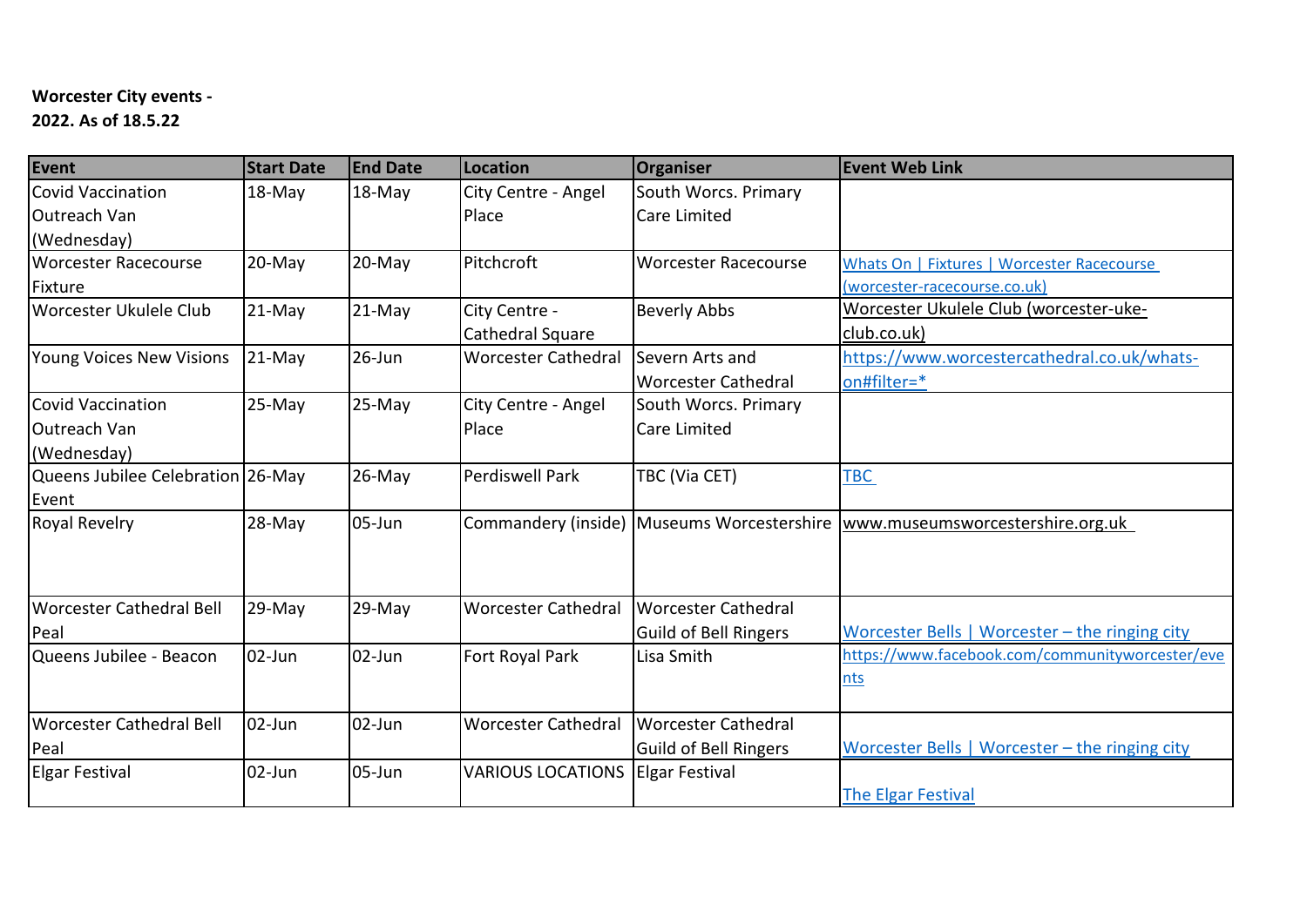**Worcester City events - 2022. As of 18.5.22**

| Event | Start Date | End Date | Location | Organiser | Event Web Link |
|---|---|---|---|---|---|
| Covid Vaccination Outreach Van (Wednesday) | 18-May | 18-May | City Centre - Angel Place | South Worcs. Primary Care Limited | |
| Worcester Racecourse Fixture | 20-May | 20-May | Pitchcroft | Worcester Racecourse | Whats On \| Fixtures \| Worcester Racecourse (worcester-racecourse.co.uk) |
| Worcester Ukulele Club | 21-May | 21-May | City Centre - Cathedral Square | Beverly Abbs | Worcester Ukulele Club (worcester-uke-club.co.uk) |
| Young Voices New Visions | 21-May | 26-Jun | Worcester Cathedral | Severn Arts and Worcester Cathedral | https://www.worcestercathedral.co.uk/whats-on#filter=* |
| Covid Vaccination Outreach Van (Wednesday) | 25-May | 25-May | City Centre - Angel Place | South Worcs. Primary Care Limited | |
| Queens Jubilee Celebration Event | 26-May | 26-May | Perdiswell Park | TBC (Via CET) | TBC |
| Royal Revelry | 28-May | 05-Jun | Commandery (inside) | Museums Worcestershire | www.museumsworcestershire.org.uk |
| Worcester Cathedral Bell Peal | 29-May | 29-May | Worcester Cathedral | Worcester Cathedral Guild of Bell Ringers | Worcester Bells \| Worcester – the ringing city |
| Queens Jubilee - Beacon | 02-Jun | 02-Jun | Fort Royal Park | Lisa Smith | https://www.facebook.com/communityworcester/events |
| Worcester Cathedral Bell Peal | 02-Jun | 02-Jun | Worcester Cathedral | Worcester Cathedral Guild of Bell Ringers | Worcester Bells \| Worcester – the ringing city |
| Elgar Festival | 02-Jun | 05-Jun | VARIOUS LOCATIONS | Elgar Festival | The Elgar Festival |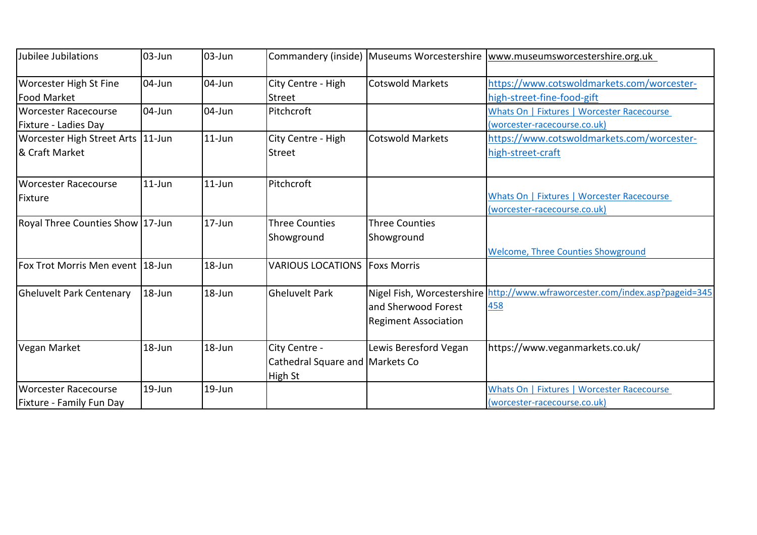| Jubilee Jubilations | 03-Jun | 03-Jun | Commandery (inside) | Museums Worcestershire | www.museumsworcestershire.org.uk |
|---|---|---|---|---|---|
| Worcester High St Fine Food Market | 04-Jun | 04-Jun | City Centre - High Street | Cotswold Markets | https://www.cotswoldmarkets.com/worcester-high-street-fine-food-gift |
| Worcester Racecourse Fixture - Ladies Day | 04-Jun | 04-Jun | Pitchcroft | | Whats On \| Fixtures \| Worcester Racecourse (worcester-racecourse.co.uk) |
| Worcester High Street Arts & Craft Market | 11-Jun | 11-Jun | City Centre - High Street | Cotswold Markets | https://www.cotswoldmarkets.com/worcester-high-street-craft |
| Worcester Racecourse Fixture | 11-Jun | 11-Jun | Pitchcroft | | Whats On \| Fixtures \| Worcester Racecourse (worcester-racecourse.co.uk) |
| Royal Three Counties Show | 17-Jun | 17-Jun | Three Counties Showground | Three Counties Showground | Welcome, Three Counties Showground |
| Fox Trot Morris Men event | 18-Jun | 18-Jun | VARIOUS LOCATIONS | Foxs Morris | |
| Gheluvelt Park Centenary | 18-Jun | 18-Jun | Gheluvelt Park | Nigel Fish, Worcestershire and Sherwood Forest Regiment Association | http://www.wfraworcester.com/index.asp?pageid=345458 |
| Vegan Market | 18-Jun | 18-Jun | City Centre - Cathedral Square and High St | Lewis Beresford Vegan Markets Co | https://www.veganmarkets.co.uk/ |
| Worcester Racecourse Fixture - Family Fun Day | 19-Jun | 19-Jun | | | Whats On \| Fixtures \| Worcester Racecourse (worcester-racecourse.co.uk) |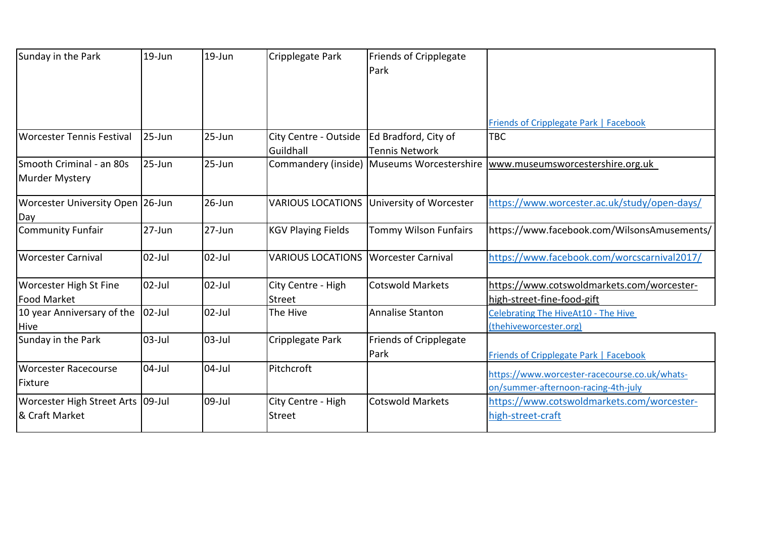| Sunday in the Park | 19-Jun | 19-Jun | Cripplegate Park | Friends of Cripplegate Park | Friends of Cripplegate Park \| Facebook |
|---|---|---|---|---|---|
| Worcester Tennis Festival | 25-Jun | 25-Jun | City Centre - Outside Guildhall | Ed Bradford, City of Tennis Network | TBC |
| Smooth Criminal - an 80s Murder Mystery | 25-Jun | 25-Jun | Commandery (inside) | Museums Worcestershire | www.museumsworcestershire.org.uk |
| Worcester University Open Day | 26-Jun | 26-Jun | VARIOUS LOCATIONS | University of Worcester | https://www.worcester.ac.uk/study/open-days/ |
| Community Funfair | 27-Jun | 27-Jun | KGV Playing Fields | Tommy Wilson Funfairs | https://www.facebook.com/WilsonsAmusements/ |
| Worcester Carnival | 02-Jul | 02-Jul | VARIOUS LOCATIONS | Worcester Carnival | https://www.facebook.com/worcscarnival2017/ |
| Worcester High St Fine Food Market | 02-Jul | 02-Jul | City Centre - High Street | Cotswold Markets | https://www.cotswoldmarkets.com/worcester-high-street-fine-food-gift |
| 10 year Anniversary of the Hive | 02-Jul | 02-Jul | The Hive | Annalise Stanton | Celebrating The HiveAt10 - The Hive (thehiveworcester.org) |
| Sunday in the Park | 03-Jul | 03-Jul | Cripplegate Park | Friends of Cripplegate Park | Friends of Cripplegate Park \| Facebook |
| Worcester Racecourse Fixture | 04-Jul | 04-Jul | Pitchcroft | | https://www.worcester-racecourse.co.uk/whats-on/summer-afternoon-racing-4th-july |
| Worcester High Street Arts & Craft Market | 09-Jul | 09-Jul | City Centre - High Street | Cotswold Markets | https://www.cotswoldmarkets.com/worcester-high-street-craft |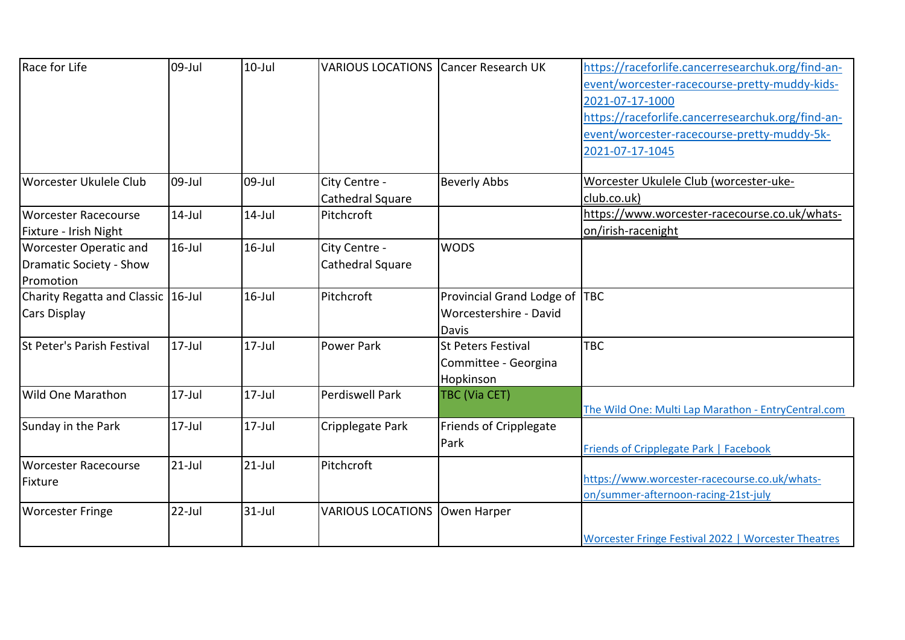| Race for Life | 09-Jul | 10-Jul | VARIOUS LOCATIONS | Cancer Research UK | https://raceforlife.cancerresearchuk.org/find-an-event/worcester-racecourse-pretty-muddy-kids-2021-07-17-1000 https://raceforlife.cancerresearchuk.org/find-an-event/worcester-racecourse-pretty-muddy-5k-2021-07-17-1045 |
|---|---|---|---|---|---|
| Worcester Ukulele Club | 09-Jul | 09-Jul | City Centre - Cathedral Square | Beverly Abbs | Worcester Ukulele Club (worcester-uke-club.co.uk) |
| Worcester Racecourse Fixture - Irish Night | 14-Jul | 14-Jul | Pitchcroft | | https://www.worcester-racecourse.co.uk/whats-on/irish-racenight |
| Worcester Operatic and Dramatic Society - Show Promotion | 16-Jul | 16-Jul | City Centre - Cathedral Square | WODS | |
| Charity Regatta and Classic Cars Display | 16-Jul | 16-Jul | Pitchcroft | Provincial Grand Lodge of Worcestershire - David Davis | TBC |
| St Peter's Parish Festival | 17-Jul | 17-Jul | Power Park | St Peters Festival Committee - Georgina Hopkinson | TBC |
| Wild One Marathon | 17-Jul | 17-Jul | Perdiswell Park | TBC (Via CET) | The Wild One: Multi Lap Marathon - EntryCentral.com |
| Sunday in the Park | 17-Jul | 17-Jul | Cripplegate Park | Friends of Cripplegate Park | Friends of Cripplegate Park \| Facebook |
| Worcester Racecourse Fixture | 21-Jul | 21-Jul | Pitchcroft | | https://www.worcester-racecourse.co.uk/whats-on/summer-afternoon-racing-21st-july |
| Worcester Fringe | 22-Jul | 31-Jul | VARIOUS LOCATIONS | Owen Harper | Worcester Fringe Festival 2022 \| Worcester Theatres |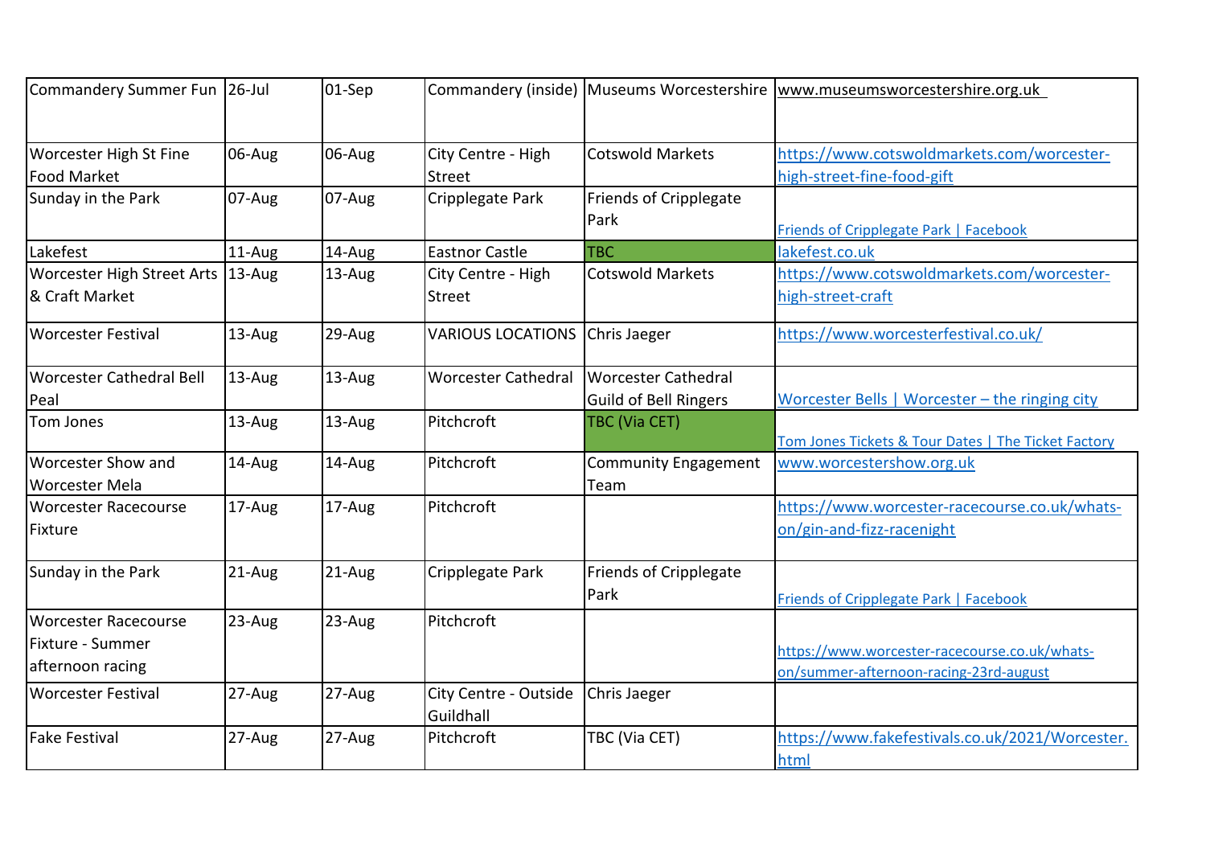| | | | | | |
|---|---|---|---|---|---|
| Commandery Summer Fun | 26-Jul | 01-Sep | Commandery (inside) | Museums Worcestershire | www.museumsworcestershire.org.uk |
| Worcester High St Fine Food Market | 06-Aug | 06-Aug | City Centre - High Street | Cotswold Markets | https://www.cotswoldmarkets.com/worcester-high-street-fine-food-gift |
| Sunday in the Park | 07-Aug | 07-Aug | Cripplegate Park | Friends of Cripplegate Park | Friends of Cripplegate Park \| Facebook |
| Lakefest | 11-Aug | 14-Aug | Eastnor Castle | TBC | lakefest.co.uk |
| Worcester High Street Arts & Craft Market | 13-Aug | 13-Aug | City Centre - High Street | Cotswold Markets | https://www.cotswoldmarkets.com/worcester-high-street-craft |
| Worcester Festival | 13-Aug | 29-Aug | VARIOUS LOCATIONS | Chris Jaeger | https://www.worcesterfestival.co.uk/ |
| Worcester Cathedral Bell Peal | 13-Aug | 13-Aug | Worcester Cathedral | Worcester Cathedral Guild of Bell Ringers | Worcester Bells \| Worcester – the ringing city |
| Tom Jones | 13-Aug | 13-Aug | Pitchcroft | TBC (Via CET) | Tom Jones Tickets & Tour Dates \| The Ticket Factory |
| Worcester Show and Worcester Mela | 14-Aug | 14-Aug | Pitchcroft | Community Engagement Team | www.worcestershow.org.uk |
| Worcester Racecourse Fixture | 17-Aug | 17-Aug | Pitchcroft | | https://www.worcester-racecourse.co.uk/whats-on/gin-and-fizz-racenight |
| Sunday in the Park | 21-Aug | 21-Aug | Cripplegate Park | Friends of Cripplegate Park | Friends of Cripplegate Park \| Facebook |
| Worcester Racecourse Fixture - Summer afternoon racing | 23-Aug | 23-Aug | Pitchcroft | | https://www.worcester-racecourse.co.uk/whats-on/summer-afternoon-racing-23rd-august |
| Worcester Festival | 27-Aug | 27-Aug | City Centre - Outside Guildhall | Chris Jaeger | |
| Fake Festival | 27-Aug | 27-Aug | Pitchcroft | TBC (Via CET) | https://www.fakefestivals.co.uk/2021/Worcester.html |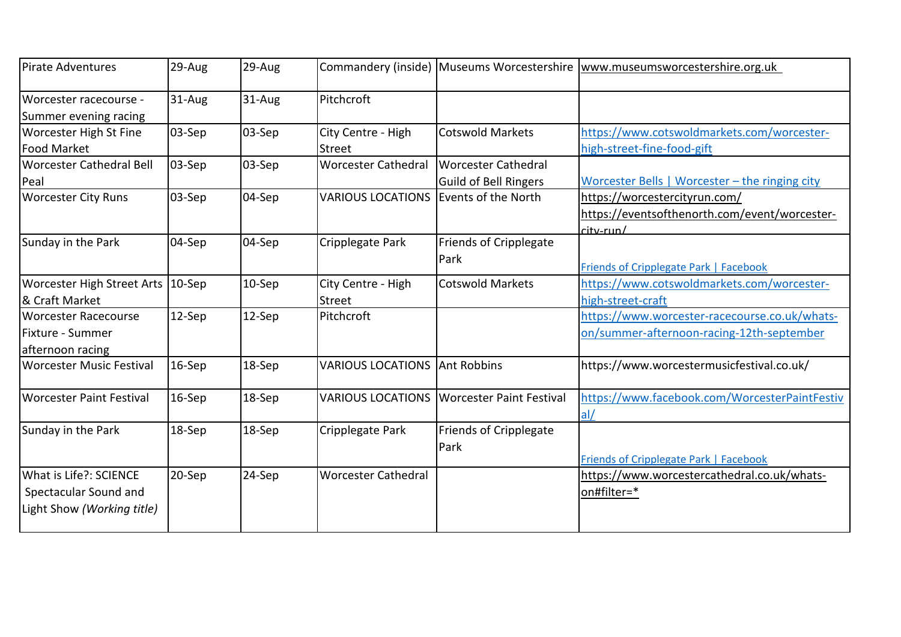| Pirate Adventures | 29-Aug | 29-Aug | Commandery (inside) | Museums Worcestershire | www.museumsworcestershire.org.uk |
|---|---|---|---|---|---|
| Worcester racecourse - Summer evening racing | 31-Aug | 31-Aug | Pitchcroft | | |
| Worcester High St Fine Food Market | 03-Sep | 03-Sep | City Centre - High Street | Cotswold Markets | https://www.cotswoldmarkets.com/worcester-high-street-fine-food-gift |
| Worcester Cathedral Bell Peal | 03-Sep | 03-Sep | Worcester Cathedral | Worcester Cathedral Guild of Bell Ringers | Worcester Bells \| Worcester – the ringing city |
| Worcester City Runs | 03-Sep | 04-Sep | VARIOUS LOCATIONS | Events of the North | https://worcestercityrun.com/ https://eventsofthenorth.com/event/worcester-city-run/ |
| Sunday in the Park | 04-Sep | 04-Sep | Cripplegate Park | Friends of Cripplegate Park | Friends of Cripplegate Park \| Facebook |
| Worcester High Street Arts & Craft Market | 10-Sep | 10-Sep | City Centre - High Street | Cotswold Markets | https://www.cotswoldmarkets.com/worcester-high-street-craft |
| Worcester Racecourse Fixture - Summer afternoon racing | 12-Sep | 12-Sep | Pitchcroft | | https://www.worcester-racecourse.co.uk/whats-on/summer-afternoon-racing-12th-september |
| Worcester Music Festival | 16-Sep | 18-Sep | VARIOUS LOCATIONS | Ant Robbins | https://www.worcestermusicfestival.co.uk/ |
| Worcester Paint Festival | 16-Sep | 18-Sep | VARIOUS LOCATIONS | Worcester Paint Festival | https://www.facebook.com/WorcesterPaintFestival/ |
| Sunday in the Park | 18-Sep | 18-Sep | Cripplegate Park | Friends of Cripplegate Park | Friends of Cripplegate Park \| Facebook |
| What is Life?: SCIENCE Spectacular Sound and Light Show *(Working title)* | 20-Sep | 24-Sep | Worcester Cathedral | | https://www.worcestercathedral.co.uk/whats-on#filter=* |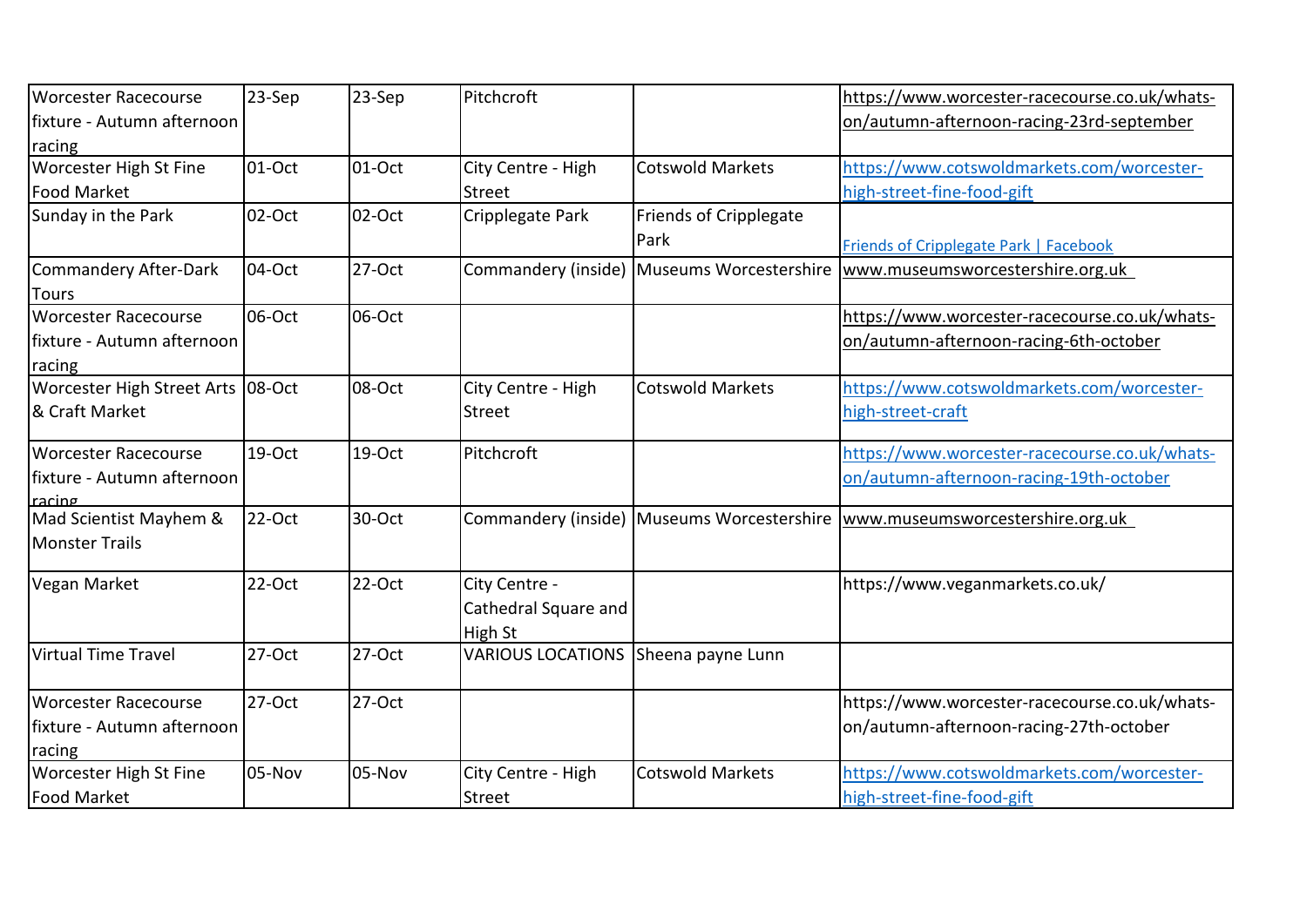| | | | | | |
|---|---|---|---|---|---|
| Worcester Racecourse fixture - Autumn afternoon racing | 23-Sep | 23-Sep | Pitchcroft | | https://www.worcester-racecourse.co.uk/whats-on/autumn-afternoon-racing-23rd-september |
| Worcester High St Fine Food Market | 01-Oct | 01-Oct | City Centre - High Street | Cotswold Markets | https://www.cotswoldmarkets.com/worcester-high-street-fine-food-gift |
| Sunday in the Park | 02-Oct | 02-Oct | Cripplegate Park | Friends of Cripplegate Park | Friends of Cripplegate Park \| Facebook |
| Commandery After-Dark Tours | 04-Oct | 27-Oct | Commandery (inside) | Museums Worcestershire | www.museumsworcestershire.org.uk |
| Worcester Racecourse fixture - Autumn afternoon racing | 06-Oct | 06-Oct | | | https://www.worcester-racecourse.co.uk/whats-on/autumn-afternoon-racing-6th-october |
| Worcester High Street Arts & Craft Market | 08-Oct | 08-Oct | City Centre - High Street | Cotswold Markets | https://www.cotswoldmarkets.com/worcester-high-street-craft |
| Worcester Racecourse fixture - Autumn afternoon racing | 19-Oct | 19-Oct | Pitchcroft | | https://www.worcester-racecourse.co.uk/whats-on/autumn-afternoon-racing-19th-october |
| Mad Scientist Mayhem & Monster Trails | 22-Oct | 30-Oct | Commandery (inside) | Museums Worcestershire | www.museumsworcestershire.org.uk |
| Vegan Market | 22-Oct | 22-Oct | City Centre - Cathedral Square and High St | | https://www.veganmarkets.co.uk/ |
| Virtual Time Travel | 27-Oct | 27-Oct | VARIOUS LOCATIONS | Sheena payne Lunn | |
| Worcester Racecourse fixture - Autumn afternoon racing | 27-Oct | 27-Oct | | | https://www.worcester-racecourse.co.uk/whats-on/autumn-afternoon-racing-27th-october |
| Worcester High St Fine Food Market | 05-Nov | 05-Nov | City Centre - High Street | Cotswold Markets | https://www.cotswoldmarkets.com/worcester-high-street-fine-food-gift |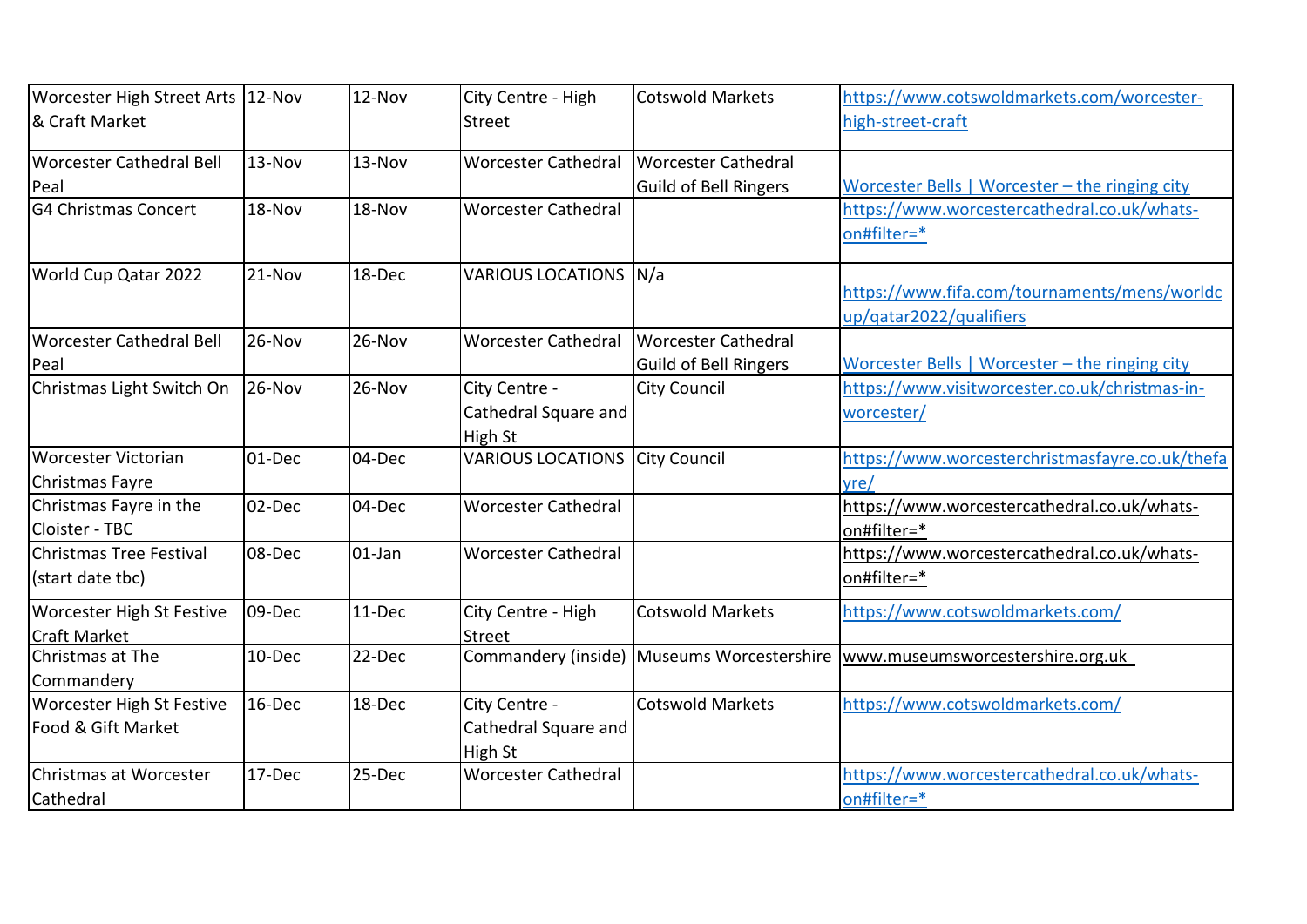| Worcester High Street Arts & Craft Market | 12-Nov | 12-Nov | City Centre - High Street | Cotswold Markets | https://www.cotswoldmarkets.com/worcester-high-street-craft |
|---|---|---|---|---|---|
| Worcester Cathedral Bell Peal | 13-Nov | 13-Nov | Worcester Cathedral | Worcester Cathedral Guild of Bell Ringers | Worcester Bells \| Worcester – the ringing city |
| G4 Christmas Concert | 18-Nov | 18-Nov | Worcester Cathedral | | https://www.worcestercathedral.co.uk/whats-on#filter=* |
| World Cup Qatar 2022 | 21-Nov | 18-Dec | VARIOUS LOCATIONS | N/a | https://www.fifa.com/tournaments/mens/worldcup/qatar2022/qualifiers |
| Worcester Cathedral Bell Peal | 26-Nov | 26-Nov | Worcester Cathedral | Worcester Cathedral Guild of Bell Ringers | Worcester Bells \| Worcester – the ringing city |
| Christmas Light Switch On | 26-Nov | 26-Nov | City Centre - Cathedral Square and High St | City Council | https://www.visitworcester.co.uk/christmas-in-worcester/ |
| Worcester Victorian Christmas Fayre | 01-Dec | 04-Dec | VARIOUS LOCATIONS | City Council | https://www.worcesterchristmasfayre.co.uk/thefayre/ |
| Christmas Fayre in the Cloister - TBC | 02-Dec | 04-Dec | Worcester Cathedral | | https://www.worcestercathedral.co.uk/whats-on#filter=* |
| Christmas Tree Festival (start date tbc) | 08-Dec | 01-Jan | Worcester Cathedral | | https://www.worcestercathedral.co.uk/whats-on#filter=* |
| Worcester High St Festive Craft Market | 09-Dec | 11-Dec | City Centre - High Street | Cotswold Markets | https://www.cotswoldmarkets.com/ |
| Christmas at The Commandery | 10-Dec | 22-Dec | Commandery (inside) | Museums Worcestershire | www.museumsworcestershire.org.uk |
| Worcester High St Festive Food & Gift Market | 16-Dec | 18-Dec | City Centre - Cathedral Square and High St | Cotswold Markets | https://www.cotswoldmarkets.com/ |
| Christmas at Worcester Cathedral | 17-Dec | 25-Dec | Worcester Cathedral | | https://www.worcestercathedral.co.uk/whats-on#filter=* |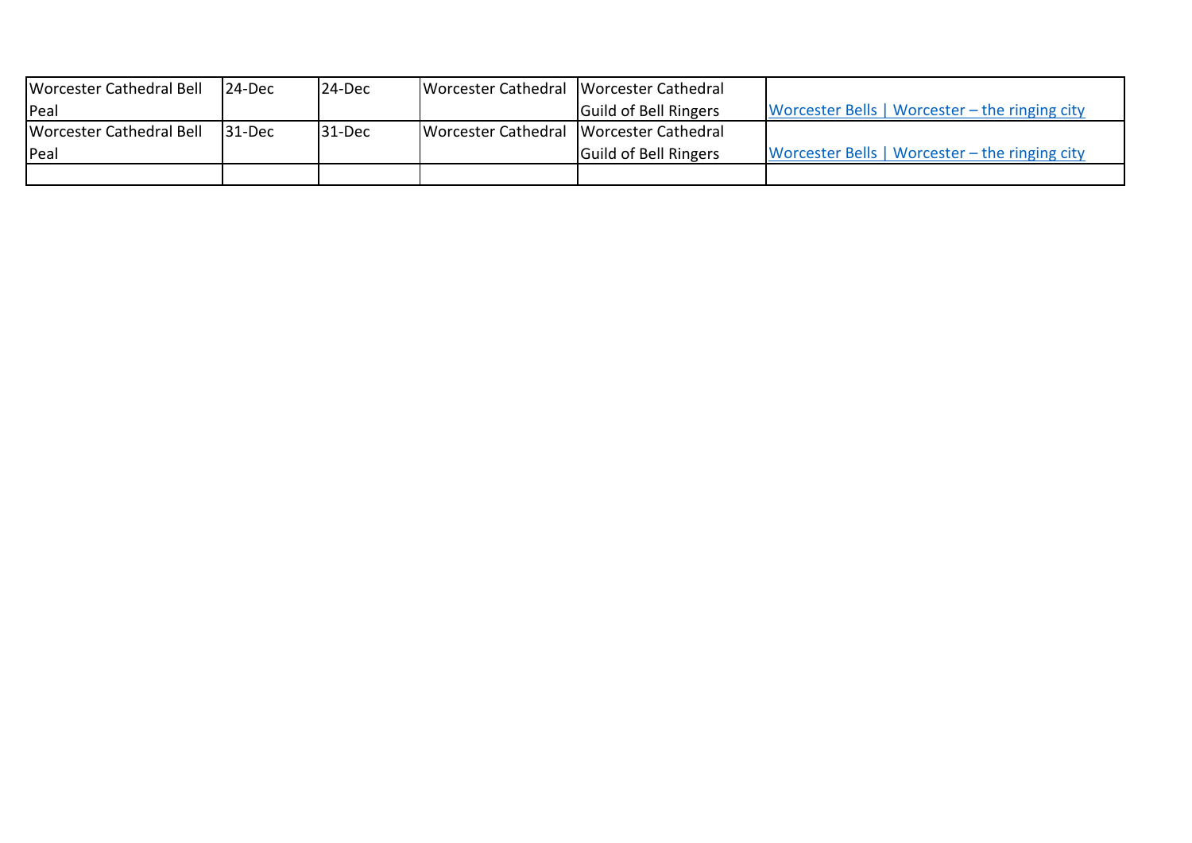| | | | | | |
|---|---|---|---|---|---|
| Worcester Cathedral Bell Peal | 24-Dec | 24-Dec | Worcester Cathedral | Worcester Cathedral Guild of Bell Ringers | Worcester Bells \| Worcester – the ringing city |
| Worcester Cathedral Bell Peal | 31-Dec | 31-Dec | Worcester Cathedral | Worcester Cathedral Guild of Bell Ringers | Worcester Bells \| Worcester – the ringing city |
| | | | | | |